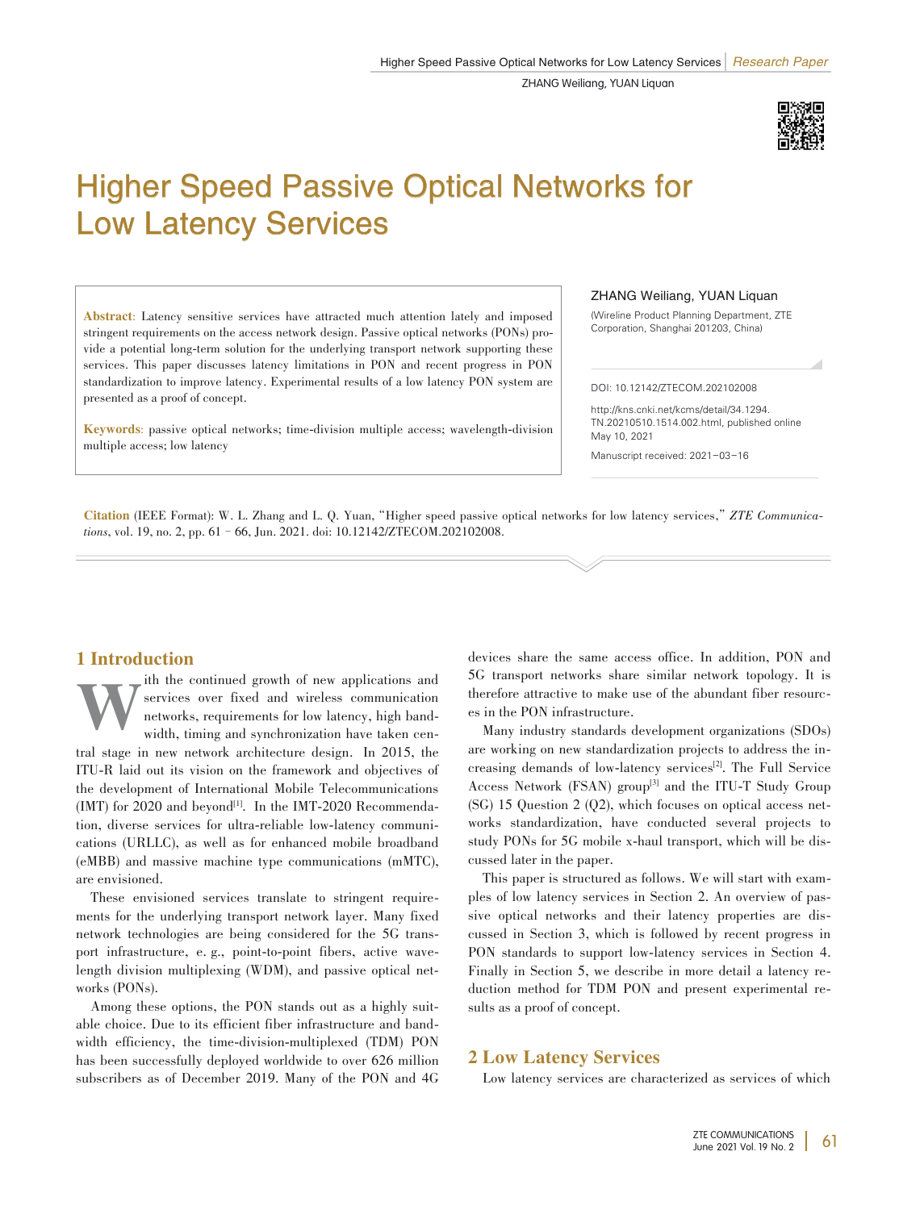# Higher Speed Passive Optical Networks for Low Latency Services

ZHANG Weiliang, YUAN Liquan

(Wireline Product Planning Department, ZTE Corporation, Shanghai 201203, China)

**Abstract**: Latency sensitive services have attracted much attention lately and imposed stringent requirements on the access network design. Passive optical networks (PONs) provide a potential long-term solution for the underlying transport network supporting these services. This paper discusses latency limitations in PON and recent progress in PON standardization to improve latency. Experimental results of a low latency PON system are presented as a proof of concept.

**Keywords**: passive optical networks; time-division multiple access; wavelength-division multiple access; low latency

DOI: 10.12142/ZTECOM.202102008

http://kns.cnki.net/kcms/detail/34.1294.TN.20210510.1514.002.html, published online May 10, 2021

Manuscript received: 2021-03-16

**Citation** (IEEE Format): W. L. Zhang and L. Q. Yuan, "Higher speed passive optical networks for low latency services," *ZTE Communications*, vol. 19, no. 2, pp. 61–66, Jun. 2021. doi: 10.12142/ZTECOM.202102008.

## 1 Introduction

With the continued growth of new applications and services over fixed and wireless communication networks, requirements for low latency, high bandwidth, timing and synchronization have taken central stage in new network architecture design. In 2015, the ITU-R laid out its vision on the framework and objectives of the development of International Mobile Telecommunications (IMT) for 2020 and beyond[1]. In the IMT-2020 Recommendation, diverse services for ultra-reliable low-latency communications (URLLC), as well as for enhanced mobile broadband (eMBB) and massive machine type communications (mMTC), are envisioned.

These envisioned services translate to stringent requirements for the underlying transport network layer. Many fixed network technologies are being considered for the 5G transport infrastructure, e. g., point-to-point fibers, active wavelength division multiplexing (WDM), and passive optical networks (PONs).

Among these options, the PON stands out as a highly suitable choice. Due to its efficient fiber infrastructure and bandwidth efficiency, the time-division-multiplexed (TDM) PON has been successfully deployed worldwide to over 626 million subscribers as of December 2019. Many of the PON and 4G devices share the same access office. In addition, PON and 5G transport networks share similar network topology. It is therefore attractive to make use of the abundant fiber resources in the PON infrastructure.

Many industry standards development organizations (SDOs) are working on new standardization projects to address the increasing demands of low-latency services[2]. The Full Service Access Network (FSAN) group[3] and the ITU-T Study Group (SG) 15 Question 2 (Q2), which focuses on optical access networks standardization, have conducted several projects to study PONs for 5G mobile x-haul transport, which will be discussed later in the paper.

This paper is structured as follows. We will start with examples of low latency services in Section 2. An overview of passive optical networks and their latency properties are discussed in Section 3, which is followed by recent progress in PON standards to support low-latency services in Section 4. Finally in Section 5, we describe in more detail a latency reduction method for TDM PON and present experimental results as a proof of concept.

## 2 Low Latency Services

Low latency services are characterized as services of which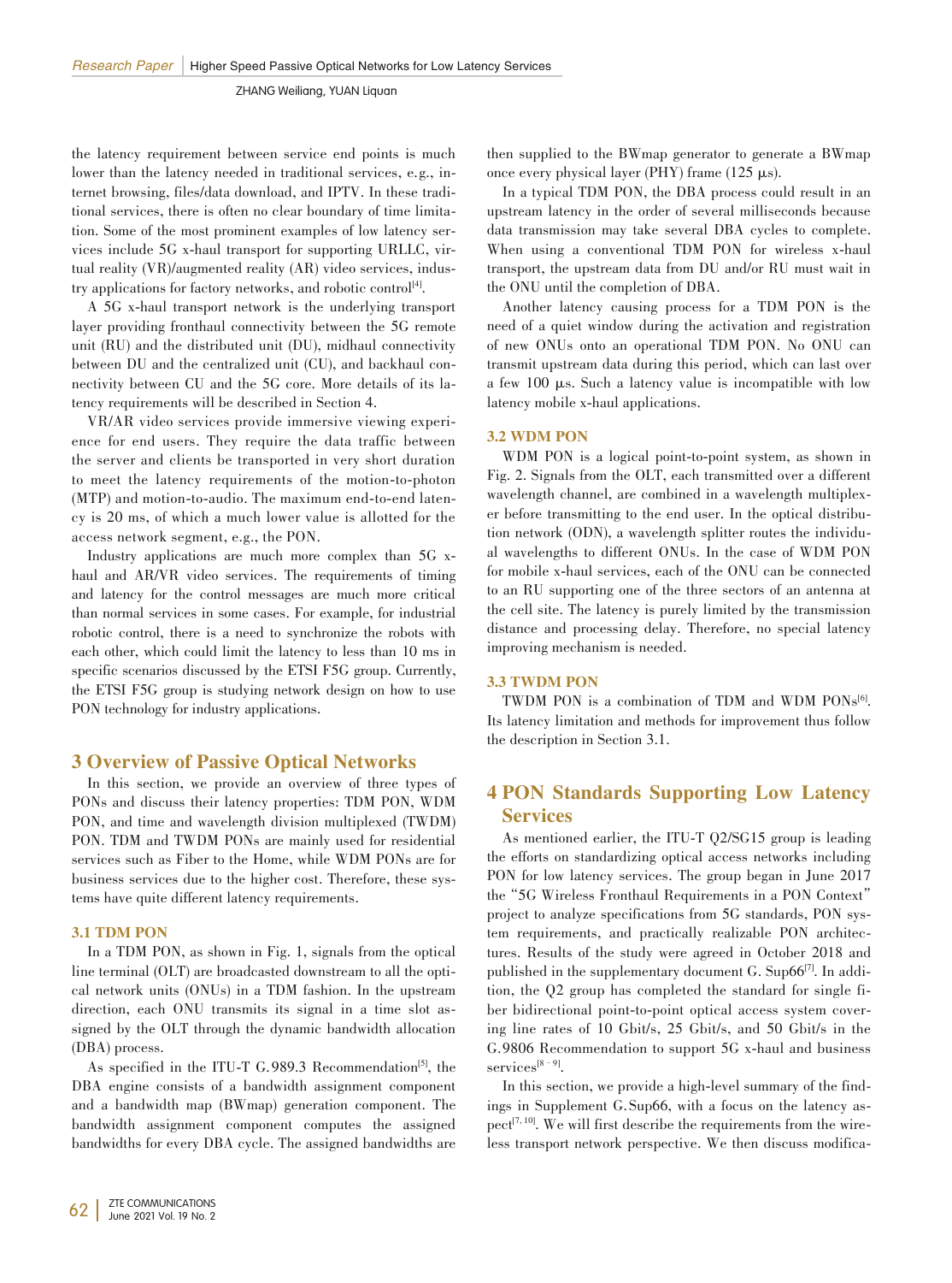the latency requirement between service end points is much lower than the latency needed in traditional services, e.g., internet browsing, files/data download, and IPTV. In these traditional services, there is often no clear boundary of time limitation. Some of the most prominent examples of low latency services include 5G x-haul transport for supporting URLLC, virtual reality (VR)/augmented reality (AR) video services, industry applications for factory networks, and robotic control[4].

A 5G x-haul transport network is the underlying transport layer providing fronthaul connectivity between the 5G remote unit (RU) and the distributed unit (DU), midhaul connectivity between DU and the centralized unit (CU), and backhaul connectivity between CU and the 5G core. More details of its latency requirements will be described in Section 4.

VR/AR video services provide immersive viewing experience for end users. They require the data traffic between the server and clients be transported in very short duration to meet the latency requirements of the motion-to-photon (MTP) and motion-to-audio. The maximum end-to-end latency is 20 ms, of which a much lower value is allotted for the access network segment, e.g., the PON.

Industry applications are much more complex than 5G x-haul and AR/VR video services. The requirements of timing and latency for the control messages are much more critical than normal services in some cases. For example, for industrial robotic control, there is a need to synchronize the robots with each other, which could limit the latency to less than 10 ms in specific scenarios discussed by the ETSI F5G group. Currently, the ETSI F5G group is studying network design on how to use PON technology for industry applications.

## 3 Overview of Passive Optical Networks

In this section, we provide an overview of three types of PONs and discuss their latency properties: TDM PON, WDM PON, and time and wavelength division multiplexed (TWDM) PON. TDM and TWDM PONs are mainly used for residential services such as Fiber to the Home, while WDM PONs are for business services due to the higher cost. Therefore, these systems have quite different latency requirements.

### 3.1 TDM PON

In a TDM PON, as shown in Fig. 1, signals from the optical line terminal (OLT) are broadcasted downstream to all the optical network units (ONUs) in a TDM fashion. In the upstream direction, each ONU transmits its signal in a time slot assigned by the OLT through the dynamic bandwidth allocation (DBA) process.

As specified in the ITU-T G.989.3 Recommendation[5], the DBA engine consists of a bandwidth assignment component and a bandwidth map (BWmap) generation component. The bandwidth assignment component computes the assigned bandwidths for every DBA cycle. The assigned bandwidths are then supplied to the BWmap generator to generate a BWmap once every physical layer (PHY) frame (125 μs).

In a typical TDM PON, the DBA process could result in an upstream latency in the order of several milliseconds because data transmission may take several DBA cycles to complete. When using a conventional TDM PON for wireless x-haul transport, the upstream data from DU and/or RU must wait in the ONU until the completion of DBA.

Another latency causing process for a TDM PON is the need of a quiet window during the activation and registration of new ONUs onto an operational TDM PON. No ONU can transmit upstream data during this period, which can last over a few 100 μs. Such a latency value is incompatible with low latency mobile x-haul applications.

### 3.2 WDM PON

WDM PON is a logical point-to-point system, as shown in Fig. 2. Signals from the OLT, each transmitted over a different wavelength channel, are combined in a wavelength multiplexer before transmitting to the end user. In the optical distribution network (ODN), a wavelength splitter routes the individual wavelengths to different ONUs. In the case of WDM PON for mobile x-haul services, each of the ONU can be connected to an RU supporting one of the three sectors of an antenna at the cell site. The latency is purely limited by the transmission distance and processing delay. Therefore, no special latency improving mechanism is needed.

### 3.3 TWDM PON

TWDM PON is a combination of TDM and WDM PONs[6]. Its latency limitation and methods for improvement thus follow the description in Section 3.1.

## 4 PON Standards Supporting Low Latency Services

As mentioned earlier, the ITU-T Q2/SG15 group is leading the efforts on standardizing optical access networks including PON for low latency services. The group began in June 2017 the "5G Wireless Fronthaul Requirements in a PON Context" project to analyze specifications from 5G standards, PON system requirements, and practically realizable PON architectures. Results of the study were agreed in October 2018 and published in the supplementary document G. Sup66[7]. In addition, the Q2 group has completed the standard for single fiber bidirectional point-to-point optical access system covering line rates of 10 Gbit/s, 25 Gbit/s, and 50 Gbit/s in the G.9806 Recommendation to support 5G x-haul and business services[8–9].

In this section, we provide a high-level summary of the findings in Supplement G.Sup66, with a focus on the latency aspect[7, 10]. We will first describe the requirements from the wireless transport network perspective. We then discuss modifica-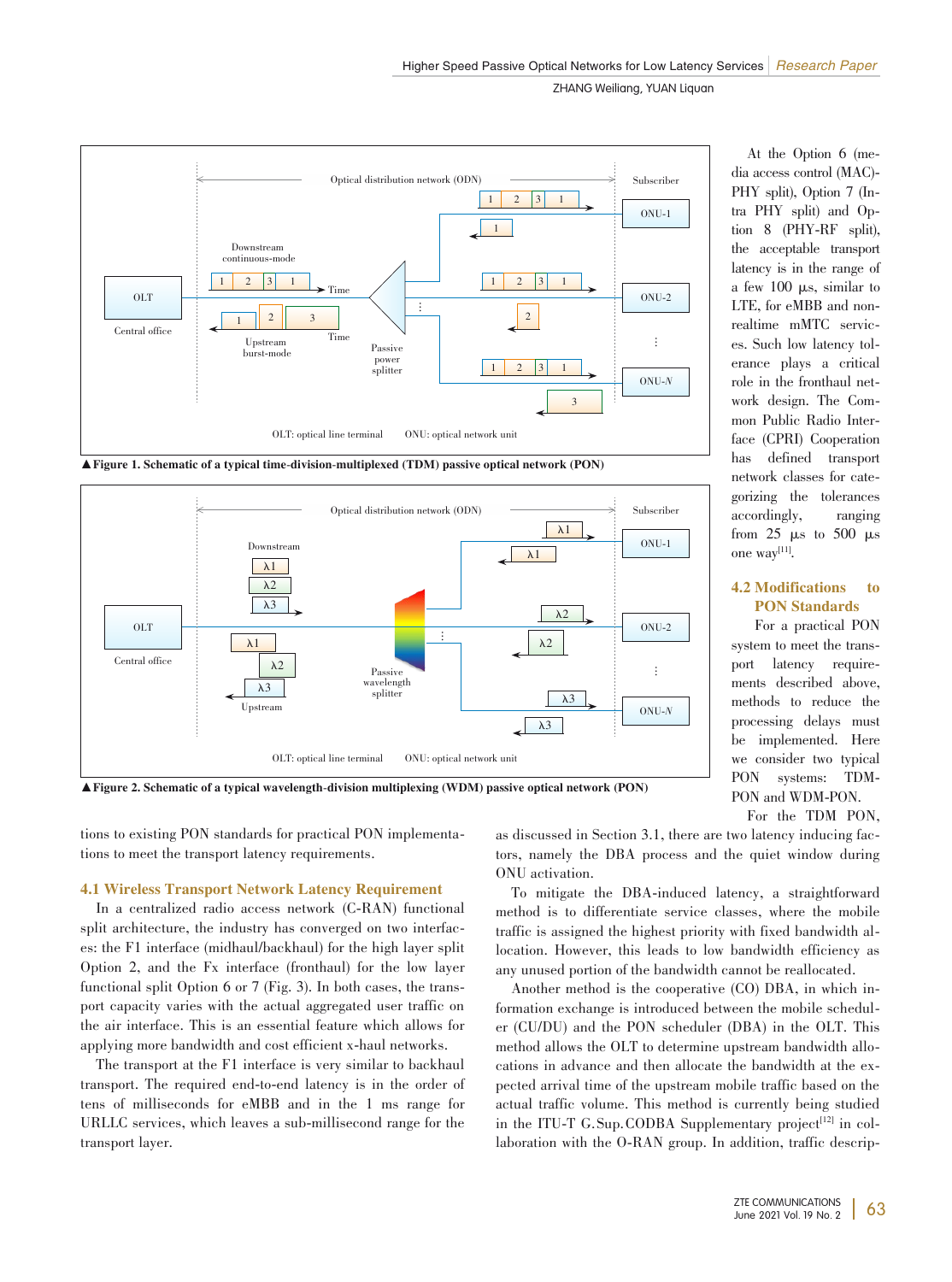▲Figure 1. Schematic of a typical time-division-multiplexed (TDM) passive optical network (PON)

▲Figure 2. Schematic of a typical wavelength-division multiplexing (WDM) passive optical network (PON)

tions to existing PON standards for practical PON implementations to meet the transport latency requirements.

### 4.1 Wireless Transport Network Latency Requirement

In a centralized radio access network (C-RAN) functional split architecture, the industry has converged on two interfaces: the F1 interface (midhaul/backhaul) for the high layer split Option 2, and the Fx interface (fronthaul) for the low layer functional split Option 6 or 7 (Fig. 3). In both cases, the transport capacity varies with the actual aggregated user traffic on the air interface. This is an essential feature which allows for applying more bandwidth and cost efficient x-haul networks.

The transport at the F1 interface is very similar to backhaul transport. The required end-to-end latency is in the order of tens of milliseconds for eMBB and in the 1 ms range for URLLC services, which leaves a sub-millisecond range for the transport layer.

At the Option 6 (media access control (MAC)-PHY split), Option 7 (Intra PHY split) and Option 8 (PHY-RF split), the acceptable transport latency is in the range of a few 100 µs, similar to LTE, for eMBB and non-realtime mMTC services. Such low latency tolerance plays a critical role in the fronthaul network design. The Common Public Radio Interface (CPRI) Cooperation has defined transport network classes for categorizing the tolerances accordingly, ranging from 25 µs to 500 µs one way[11].

### 4.2 Modifications to PON Standards

For a practical PON system to meet the transport latency requirements described above, methods to reduce the processing delays must be implemented. Here we consider two typical PON systems: TDM-PON and WDM-PON.

For the TDM PON, as discussed in Section 3.1, there are two latency inducing factors, namely the DBA process and the quiet window during ONU activation.

To mitigate the DBA-induced latency, a straightforward method is to differentiate service classes, where the mobile traffic is assigned the highest priority with fixed bandwidth allocation. However, this leads to low bandwidth efficiency as any unused portion of the bandwidth cannot be reallocated.

Another method is the cooperative (CO) DBA, in which information exchange is introduced between the mobile scheduler (CU/DU) and the PON scheduler (DBA) in the OLT. This method allows the OLT to determine upstream bandwidth allocations in advance and then allocate the bandwidth at the expected arrival time of the upstream mobile traffic based on the actual traffic volume. This method is currently being studied in the ITU-T G.Sup.CODBA Supplementary project[12] in collaboration with the O-RAN group. In addition, traffic descrip-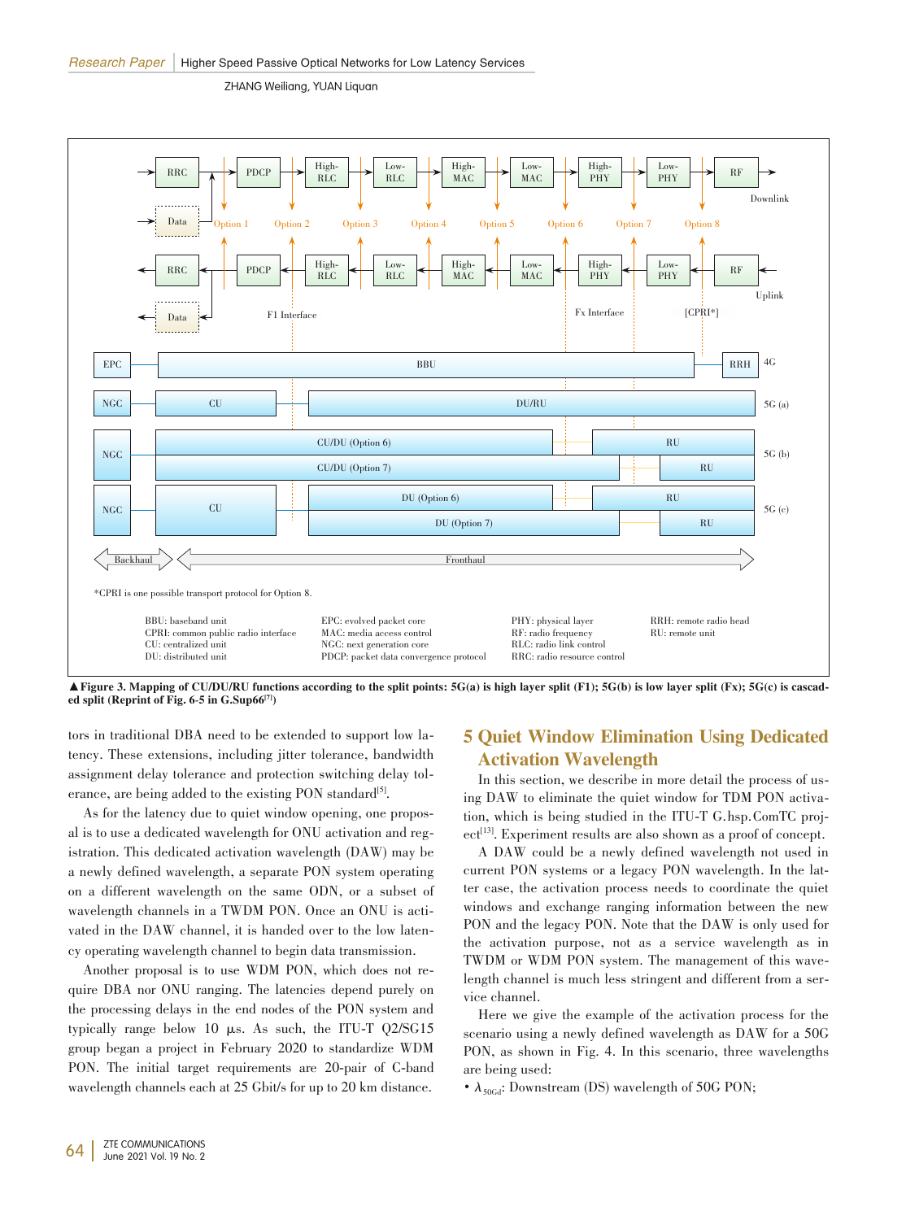▲Figure 3. Mapping of CU/DU/RU functions according to the split points: 5G(a) is high layer split (F1); 5G(b) is low layer split (Fx); 5G(c) is cascaded split (Reprint of Fig. 6-5 in G.Sup66[7])

tors in traditional DBA need to be extended to support low latency. These extensions, including jitter tolerance, bandwidth assignment delay tolerance and protection switching delay tolerance, are being added to the existing PON standard[5].

As for the latency due to quiet window opening, one proposal is to use a dedicated wavelength for ONU activation and registration. This dedicated activation wavelength (DAW) may be a newly defined wavelength, a separate PON system operating on a different wavelength on the same ODN, or a subset of wavelength channels in a TWDM PON. Once an ONU is activated in the DAW channel, it is handed over to the low latency operating wavelength channel to begin data transmission.

Another proposal is to use WDM PON, which does not require DBA nor ONU ranging. The latencies depend purely on the processing delays in the end nodes of the PON system and typically range below 10 μs. As such, the ITU-T Q2/SG15 group began a project in February 2020 to standardize WDM PON. The initial target requirements are 20-pair of C-band wavelength channels each at 25 Gbit/s for up to 20 km distance.

## 5 Quiet Window Elimination Using Dedicated Activation Wavelength

In this section, we describe in more detail the process of using DAW to eliminate the quiet window for TDM PON activation, which is being studied in the ITU-T G.hsp.ComTC project[13]. Experiment results are also shown as a proof of concept.

A DAW could be a newly defined wavelength not used in current PON systems or a legacy PON wavelength. In the latter case, the activation process needs to coordinate the quiet windows and exchange ranging information between the new PON and the legacy PON. Note that the DAW is only used for the activation purpose, not as a service wavelength as in TWDM or WDM PON system. The management of this wavelength channel is much less stringent and different from a service channel.

Here we give the example of the activation process for the scenario using a newly defined wavelength as DAW for a 50G PON, as shown in Fig. 4. In this scenario, three wavelengths are being used:

- $\lambda_{50Gd}$: Downstream (DS) wavelength of 50G PON;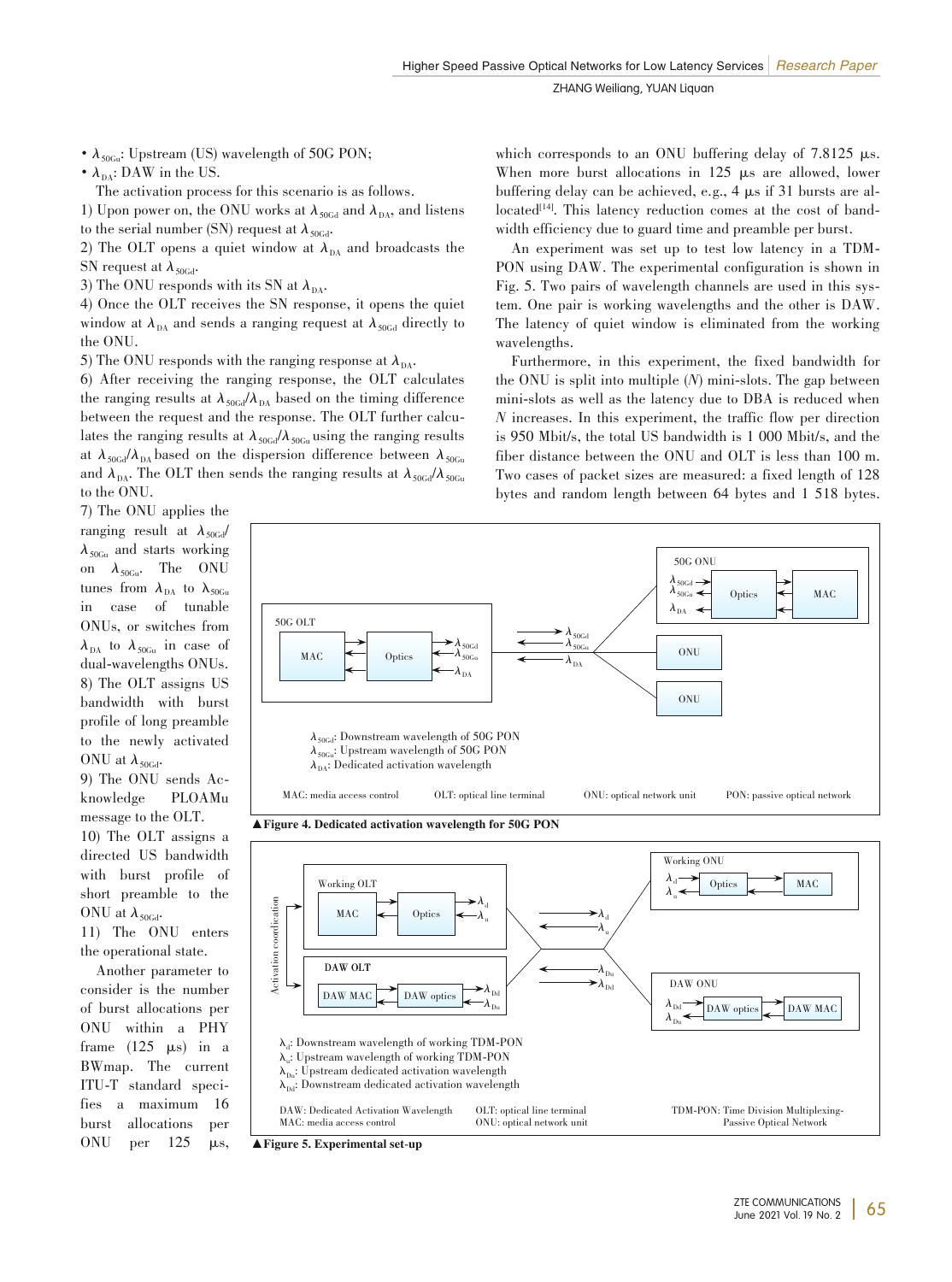- $\lambda_{50Gu}$: Upstream (US) wavelength of 50G PON;
- $\lambda_{DA}$: DAW in the US.

The activation process for this scenario is as follows.

1) Upon power on, the ONU works at $\lambda_{50Gd}$ and $\lambda_{DA}$, and listens to the serial number (SN) request at $\lambda_{50Gd}$.

2) The OLT opens a quiet window at $\lambda_{DA}$ and broadcasts the SN request at $\lambda_{50Gd}$.

3) The ONU responds with its SN at $\lambda_{DA}$.

4) Once the OLT receives the SN response, it opens the quiet window at $\lambda_{DA}$ and sends a ranging request at $\lambda_{50Gd}$ directly to the ONU.

5) The ONU responds with the ranging response at $\lambda_{DA}$.

6) After receiving the ranging response, the OLT calculates the ranging results at $\lambda_{50Gd}/\lambda_{DA}$ based on the timing difference between the request and the response. The OLT further calculates the ranging results at $\lambda_{50Gd}/\lambda_{50Gu}$ using the ranging results at $\lambda_{50Gd}/\lambda_{DA}$ based on the dispersion difference between $\lambda_{50Gu}$ and $\lambda_{DA}$. The OLT then sends the ranging results at $\lambda_{50Gd}/\lambda_{50Gu}$ to the ONU.

7) The ONU applies the ranging result at $\lambda_{50Gd}/\lambda_{50Gu}$ and starts working on $\lambda_{50Gu}$. The ONU tunes from $\lambda_{DA}$ to $\lambda_{50Gu}$ in case of tunable ONUs, or switches from $\lambda_{DA}$ to $\lambda_{50Gu}$ in case of dual-wavelengths ONUs.

8) The OLT assigns US bandwidth with burst profile of long preamble to the newly activated ONU at $\lambda_{50Gd}$.

9) The ONU sends Acknowledge PLOAMu message to the OLT.

10) The OLT assigns a directed US bandwidth with burst profile of short preamble to the ONU at $\lambda_{50Gd}$.

11) The ONU enters the operational state.

Another parameter to consider is the number of burst allocations per ONU within a PHY frame (125 μs) in a BWmap. The current ITU-T standard specifies a maximum 16 burst allocations per ONU per 125 μs, which corresponds to an ONU buffering delay of 7.8125 μs. When more burst allocations in 125 μs are allowed, lower buffering delay can be achieved, e.g., 4 μs if 31 bursts are allocated[14]. This latency reduction comes at the cost of bandwidth efficiency due to guard time and preamble per burst.

An experiment was set up to test low latency in a TDM-PON using DAW. The experimental configuration is shown in Fig. 5. Two pairs of wavelength channels are used in this system. One pair is working wavelengths and the other is DAW. The latency of quiet window is eliminated from the working wavelengths.

Furthermore, in this experiment, the fixed bandwidth for the ONU is split into multiple ($N$) mini-slots. The gap between mini-slots as well as the latency due to DBA is reduced when $N$ increases. In this experiment, the traffic flow per direction is 950 Mbit/s, the total US bandwidth is 1 000 Mbit/s, and the fiber distance between the ONU and OLT is less than 100 m. Two cases of packet sizes are measured: a fixed length of 128 bytes and random length between 64 bytes and 1 518 bytes.

▲Figure 4. Dedicated activation wavelength for 50G PON

▲Figure 5. Experimental set-up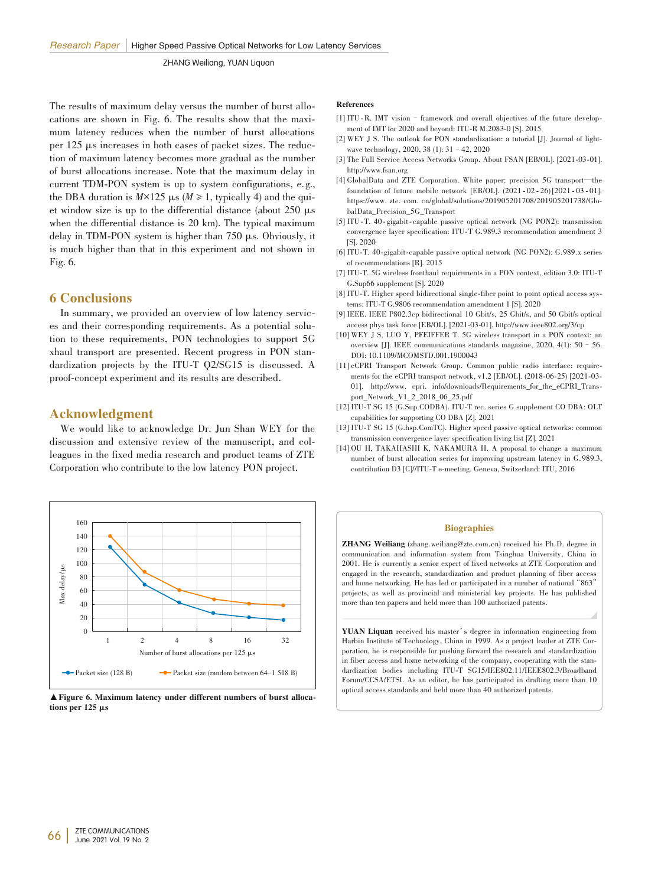The results of maximum delay versus the number of burst allocations are shown in Fig. 6. The results show that the maximum latency reduces when the number of burst allocations per 125 µs increases in both cases of packet sizes. The reduction of maximum latency becomes more gradual as the number of burst allocations increase. Note that the maximum delay in current TDM-PON system is up to system configurations, e.g., the DBA duration is $M$×125 µs ($M \geqslant 1$, typically 4) and the quiet window size is up to the differential distance (about 250 µs when the differential distance is 20 km). The typical maximum delay in TDM-PON system is higher than 750 µs. Obviously, it is much higher than that in this experiment and not shown in Fig. 6.

## 6 Conclusions

In summary, we provided an overview of low latency services and their corresponding requirements. As a potential solution to these requirements, PON technologies to support 5G xhaul transport are presented. Recent progress in PON standardization projects by the ITU-T Q2/SG15 is discussed. A proof-concept experiment and its results are described.

## Acknowledgment

We would like to acknowledge Dr. Jun Shan WEY for the discussion and extensive review of the manuscript, and colleagues in the fixed media research and product teams of ZTE Corporation who contribute to the low latency PON project.

Max delay/µs
160
140
120
100
80
60
40
20
0
1
2
4
8
16
32
Number of burst allocations per 125 µs
Packet size (128 B)
Packet size (random between 64–1 518 B)

▲**Figure 6. Maximum latency under different numbers of burst allocations per 125 µs**

## References

[1] ITU-R. IMT vision – framework and overall objectives of the future development of IMT for 2020 and beyond: ITU-R M.2083-0 [S]. 2015
[2] WEY J S. The outlook for PON standardization: a tutorial [J]. Journal of lightwave technology, 2020, 38 (1): 31–42, 2020
[3] The Full Service Access Networks Group. About FSAN [EB/OL]. [2021-03-01]. http://www.fsan.org
[4] GlobalData and ZTE Corporation. White paper: precision 5G transport—the foundation of future mobile network [EB/OL]. (2021-02-26)[2021-03-01]. https://www.zte.com.cn/global/solutions/201905201708/201905201738/GlobalData_Precision_5G_Transport
[5] ITU-T. 40-gigabit-capable passive optical network (NG PON2): transmission convergence layer specification: ITU-T G.989.3 recommendation amendment 3 [S]. 2020
[6] ITU-T. 40-gigabit-capable passive optical network (NG PON2): G.989.x series of recommendations [R]. 2015
[7] ITU-T. 5G wireless fronthaul requirements in a PON context, edition 3.0: ITU-T G.Sup66 supplement [S]. 2020
[8] ITU-T. Higher speed bidirectional single-fiber point to point optical access systems: ITU-T G.9806 recommendation amendment 1 [S]. 2020
[9] IEEE. IEEE P802.3cp bidirectional 10 Gbit/s, 25 Gbit/s, and 50 Gbit/s optical access phys task force [EB/OL]. [2021-03-01]. http://www.ieee802.org/3/cp
[10] WEY J S, LUO Y, PFEIFFER T. 5G wireless transport in a PON context: an overview [J]. IEEE communications standards magazine, 2020, 4(1): 50–56. DOI: 10.1109/MCOMSTD.001.1900043
[11] eCPRI Transport Network Group. Common public radio interface: requirements for the eCPRI transport network, v1.2 [EB/OL]. (2018-06-25) [2021-03-01]. http://www.cpri.info/downloads/Requirements_for_the_eCPRI_Transport_Network_V1_2_2018_06_25.pdf
[12] ITU-T SG 15 (G.Sup.CODBA). ITU-T rec. series G supplement CO DBA: OLT capabilities for supporting CO DBA [Z]. 2021
[13] ITU-T SG 15 (G.hsp.ComTC). Higher speed passive optical networks: common transmission convergence layer specification living list [Z]. 2021
[14] OU H, TAKAHASHI K, NAKAMURA H. A proposal to change a maximum number of burst allocation series for improving upstream latency in G.989.3, contribution D3 [C]//ITU-T e-meeting. Geneva, Switzerland: ITU, 2016

## Biographies

**ZHANG Weiliang** (zhang.weiliang@zte.com.cn) received his Ph.D. degree in communication and information system from Tsinghua University, China in 2001. He is currently a senior expert of fixed networks at ZTE Corporation and engaged in the research, standardization and product planning of fiber access and home networking. He has led or participated in a number of national "863" projects, as well as provincial and ministerial key projects. He has published more than ten papers and held more than 100 authorized patents.

**YUAN Liquan** received his master's degree in information engineering from Harbin Institute of Technology, China in 1999. As a project leader at ZTE Corporation, he is responsible for pushing forward the research and standardization in fiber access and home networking of the company, cooperating with the standardization bodies including ITU-T SG15/IEE802.11/IEEE802.3/Broadband Forum/CCSA/ETSI. As an editor, he has participated in drafting more than 10 optical access standards and held more than 40 authorized patents.